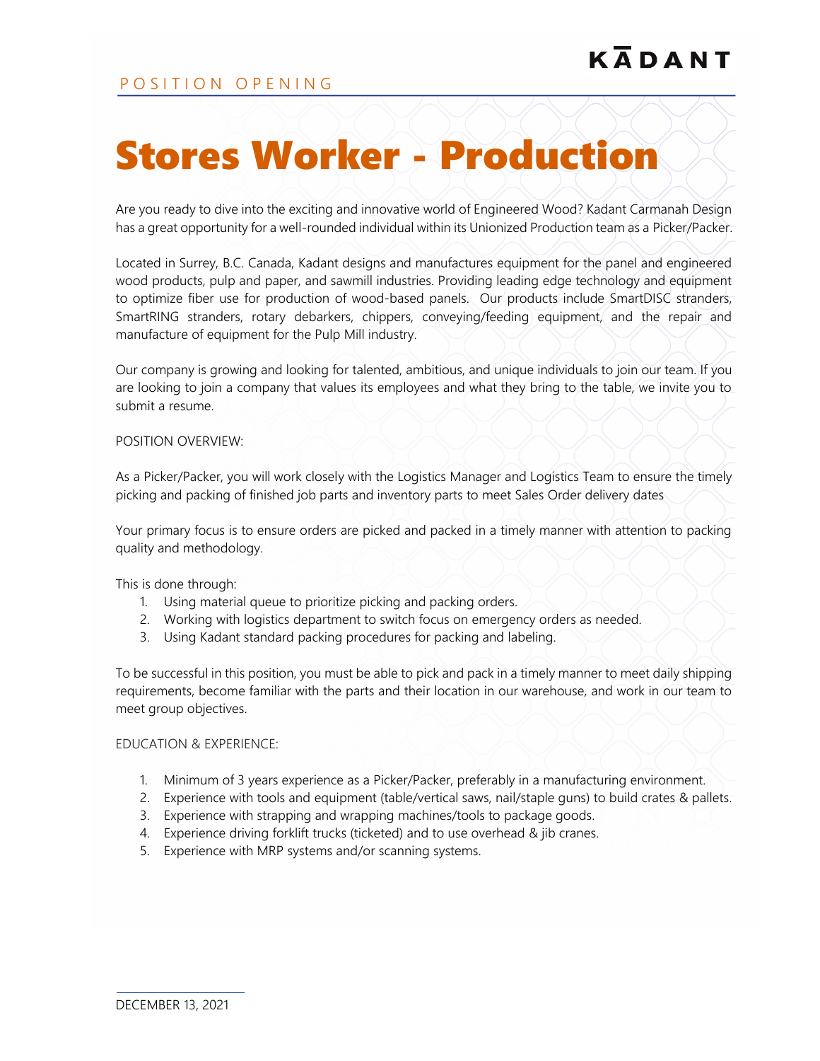KĀDANT

POSITION OPENING

# Stores Worker - Production

Are you ready to dive into the exciting and innovative world of Engineered Wood? Kadant Carmanah Design has a great opportunity for a well-rounded individual within its Unionized Production team as a Picker/Packer.

Located in Surrey, B.C. Canada, Kadant designs and manufactures equipment for the panel and engineered wood products, pulp and paper, and sawmill industries. Providing leading edge technology and equipment to optimize fiber use for production of wood-based panels. Our products include SmartDISC stranders, SmartRING stranders, rotary debarkers, chippers, conveying/feeding equipment, and the repair and manufacture of equipment for the Pulp Mill industry.

Our company is growing and looking for talented, ambitious, and unique individuals to join our team. If you are looking to join a company that values its employees and what they bring to the table, we invite you to submit a resume.

POSITION OVERVIEW:

As a Picker/Packer, you will work closely with the Logistics Manager and Logistics Team to ensure the timely picking and packing of finished job parts and inventory parts to meet Sales Order delivery dates

Your primary focus is to ensure orders are picked and packed in a timely manner with attention to packing quality and methodology.

This is done through:

1. Using material queue to prioritize picking and packing orders.
2. Working with logistics department to switch focus on emergency orders as needed.
3. Using Kadant standard packing procedures for packing and labeling.

To be successful in this position, you must be able to pick and pack in a timely manner to meet daily shipping requirements, become familiar with the parts and their location in our warehouse, and work in our team to meet group objectives.

EDUCATION & EXPERIENCE:

1. Minimum of 3 years experience as a Picker/Packer, preferably in a manufacturing environment.
2. Experience with tools and equipment (table/vertical saws, nail/staple guns) to build crates & pallets.
3. Experience with strapping and wrapping machines/tools to package goods.
4. Experience driving forklift trucks (ticketed) and to use overhead & jib cranes.
5. Experience with MRP systems and/or scanning systems.

DECEMBER 13, 2021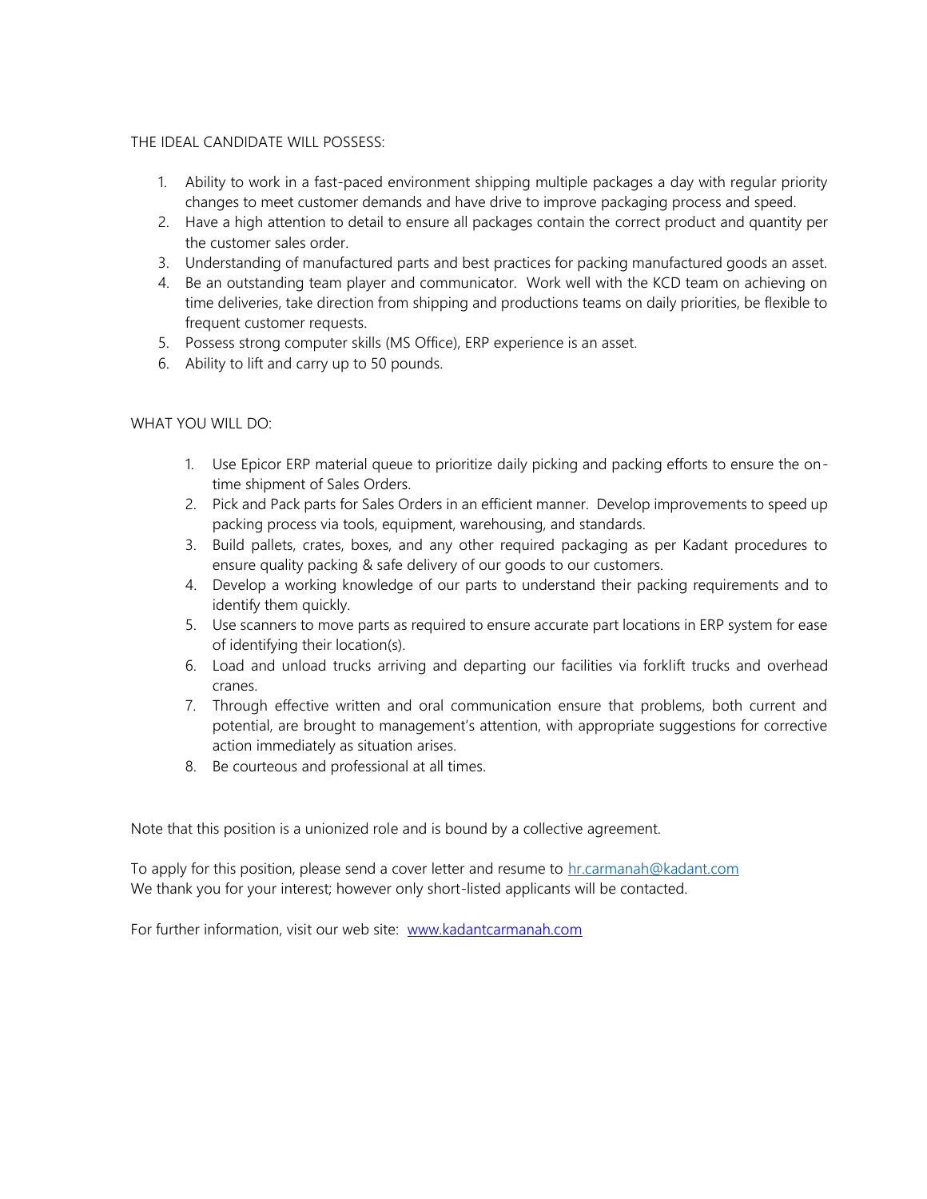THE IDEAL CANDIDATE WILL POSSESS:

1. Ability to work in a fast-paced environment shipping multiple packages a day with regular priority changes to meet customer demands and have drive to improve packaging process and speed.
2. Have a high attention to detail to ensure all packages contain the correct product and quantity per the customer sales order.
3. Understanding of manufactured parts and best practices for packing manufactured goods an asset.
4. Be an outstanding team player and communicator. Work well with the KCD team on achieving on time deliveries, take direction from shipping and productions teams on daily priorities, be flexible to frequent customer requests.
5. Possess strong computer skills (MS Office), ERP experience is an asset.
6. Ability to lift and carry up to 50 pounds.

WHAT YOU WILL DO:

1. Use Epicor ERP material queue to prioritize daily picking and packing efforts to ensure the on-time shipment of Sales Orders.
2. Pick and Pack parts for Sales Orders in an efficient manner. Develop improvements to speed up packing process via tools, equipment, warehousing, and standards.
3. Build pallets, crates, boxes, and any other required packaging as per Kadant procedures to ensure quality packing & safe delivery of our goods to our customers.
4. Develop a working knowledge of our parts to understand their packing requirements and to identify them quickly.
5. Use scanners to move parts as required to ensure accurate part locations in ERP system for ease of identifying their location(s).
6. Load and unload trucks arriving and departing our facilities via forklift trucks and overhead cranes.
7. Through effective written and oral communication ensure that problems, both current and potential, are brought to management's attention, with appropriate suggestions for corrective action immediately as situation arises.
8. Be courteous and professional at all times.

Note that this position is a unionized role and is bound by a collective agreement.

To apply for this position, please send a cover letter and resume to [hr.carmanah@kadant.com](mailto:hr.carmanah@kadant.com)
We thank you for your interest; however only short-listed applicants will be contacted.

For further information, visit our web site: [www.kadantcarmanah.com](http://www.kadantcarmanah.com)